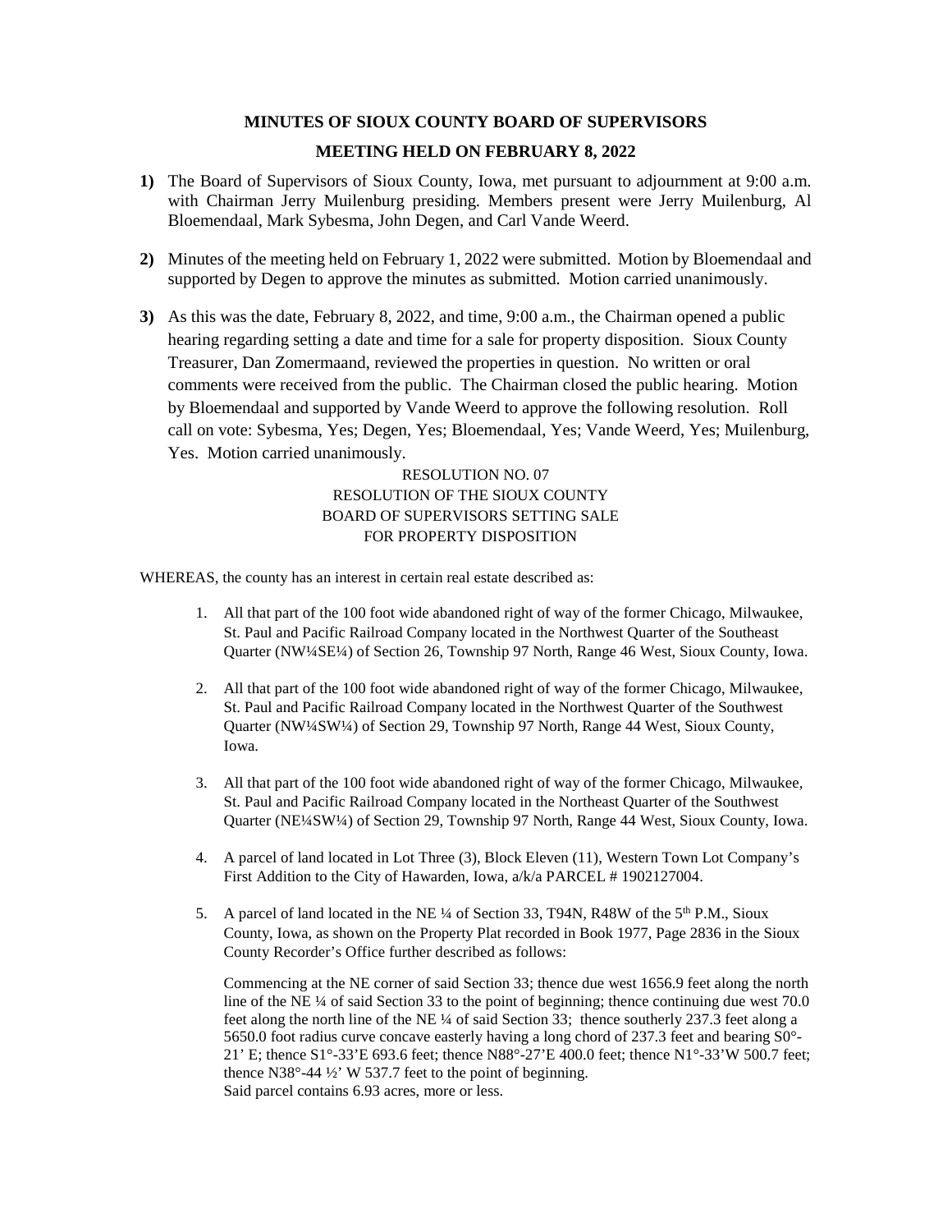# MINUTES OF SIOUX COUNTY BOARD OF SUPERVISORS

## MEETING HELD ON FEBRUARY 8, 2022

**1)** The Board of Supervisors of Sioux County, Iowa, met pursuant to adjournment at 9:00 a.m. with Chairman Jerry Muilenburg presiding. Members present were Jerry Muilenburg, Al Bloemendaal, Mark Sybesma, John Degen, and Carl Vande Weerd.

**2)** Minutes of the meeting held on February 1, 2022 were submitted. Motion by Bloemendaal and supported by Degen to approve the minutes as submitted. Motion carried unanimously.

**3)** As this was the date, February 8, 2022, and time, 9:00 a.m., the Chairman opened a public hearing regarding setting a date and time for a sale for property disposition. Sioux County Treasurer, Dan Zomermaand, reviewed the properties in question. No written or oral comments were received from the public. The Chairman closed the public hearing. Motion by Bloemendaal and supported by Vande Weerd to approve the following resolution. Roll call on vote: Sybesma, Yes; Degen, Yes; Bloemendaal, Yes; Vande Weerd, Yes; Muilenburg, Yes. Motion carried unanimously.

RESOLUTION NO. 07
RESOLUTION OF THE SIOUX COUNTY
BOARD OF SUPERVISORS SETTING SALE
FOR PROPERTY DISPOSITION

WHEREAS, the county has an interest in certain real estate described as:

1. All that part of the 100 foot wide abandoned right of way of the former Chicago, Milwaukee, St. Paul and Pacific Railroad Company located in the Northwest Quarter of the Southeast Quarter (NW¼SE¼) of Section 26, Township 97 North, Range 46 West, Sioux County, Iowa.

2. All that part of the 100 foot wide abandoned right of way of the former Chicago, Milwaukee, St. Paul and Pacific Railroad Company located in the Northwest Quarter of the Southwest Quarter (NW¼SW¼) of Section 29, Township 97 North, Range 44 West, Sioux County, Iowa.

3. All that part of the 100 foot wide abandoned right of way of the former Chicago, Milwaukee, St. Paul and Pacific Railroad Company located in the Northeast Quarter of the Southwest Quarter (NE¼SW¼) of Section 29, Township 97 North, Range 44 West, Sioux County, Iowa.

4. A parcel of land located in Lot Three (3), Block Eleven (11), Western Town Lot Company's First Addition to the City of Hawarden, Iowa, a/k/a PARCEL # 1902127004.

5. A parcel of land located in the NE ¼ of Section 33, T94N, R48W of the 5th P.M., Sioux County, Iowa, as shown on the Property Plat recorded in Book 1977, Page 2836 in the Sioux County Recorder's Office further described as follows:

   Commencing at the NE corner of said Section 33; thence due west 1656.9 feet along the north line of the NE ¼ of said Section 33 to the point of beginning; thence continuing due west 70.0 feet along the north line of the NE ¼ of said Section 33; thence southerly 237.3 feet along a 5650.0 foot radius curve concave easterly having a long chord of 237.3 feet and bearing S0°-21' E; thence S1°-33'E 693.6 feet; thence N88°-27'E 400.0 feet; thence N1°-33'W 500.7 feet; thence N38°-44 ½' W 537.7 feet to the point of beginning.
   Said parcel contains 6.93 acres, more or less.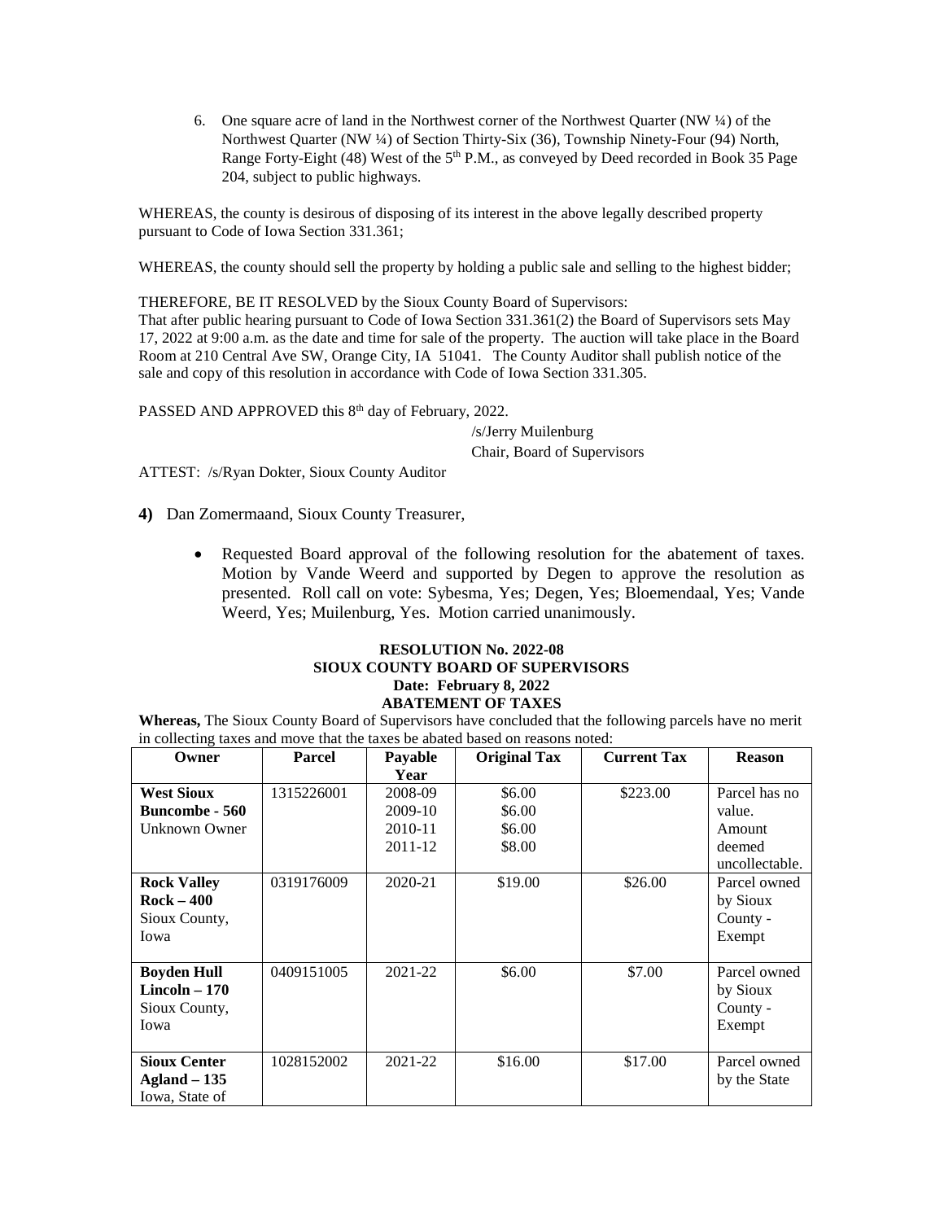6. One square acre of land in the Northwest corner of the Northwest Quarter (NW ¼) of the Northwest Quarter (NW ¼) of Section Thirty-Six (36), Township Ninety-Four (94) North, Range Forty-Eight (48) West of the 5th P.M., as conveyed by Deed recorded in Book 35 Page 204, subject to public highways.

WHEREAS, the county is desirous of disposing of its interest in the above legally described property pursuant to Code of Iowa Section 331.361;

WHEREAS, the county should sell the property by holding a public sale and selling to the highest bidder;

THEREFORE, BE IT RESOLVED by the Sioux County Board of Supervisors:
That after public hearing pursuant to Code of Iowa Section 331.361(2) the Board of Supervisors sets May 17, 2022 at 9:00 a.m. as the date and time for sale of the property. The auction will take place in the Board Room at 210 Central Ave SW, Orange City, IA 51041. The County Auditor shall publish notice of the sale and copy of this resolution in accordance with Code of Iowa Section 331.305.

PASSED AND APPROVED this 8th day of February, 2022.

/s/Jerry Muilenburg
Chair, Board of Supervisors

ATTEST: /s/Ryan Dokter, Sioux County Auditor

**4)** Dan Zomermaand, Sioux County Treasurer,

- Requested Board approval of the following resolution for the abatement of taxes. Motion by Vande Weerd and supported by Degen to approve the resolution as presented. Roll call on vote: Sybesma, Yes; Degen, Yes; Bloemendaal, Yes; Vande Weerd, Yes; Muilenburg, Yes. Motion carried unanimously.

**RESOLUTION No. 2022-08**
**SIOUX COUNTY BOARD OF SUPERVISORS**
**Date: February 8, 2022**
**ABATEMENT OF TAXES**

**Whereas,** The Sioux County Board of Supervisors have concluded that the following parcels have no merit in collecting taxes and move that the taxes be abated based on reasons noted:

| Owner | Parcel | Payable Year | Original Tax | Current Tax | Reason |
|---|---|---|---|---|---|
| **West Sioux** **Buncombe - 560** Unknown Owner | 1315226001 | 2008-09 2009-10 2010-11 2011-12 | \$6.00 \$6.00 \$6.00 \$8.00 | \$223.00 | Parcel has no value. Amount deemed uncollectable. |
| **Rock Valley** **Rock – 400** Sioux County, Iowa | 0319176009 | 2020-21 | \$19.00 | \$26.00 | Parcel owned by Sioux County - Exempt |
| **Boyden Hull** **Lincoln – 170** Sioux County, Iowa | 0409151005 | 2021-22 | \$6.00 | \$7.00 | Parcel owned by Sioux County - Exempt |
| **Sioux Center** **Agland – 135** Iowa, State of | 1028152002 | 2021-22 | \$16.00 | \$17.00 | Parcel owned by the State |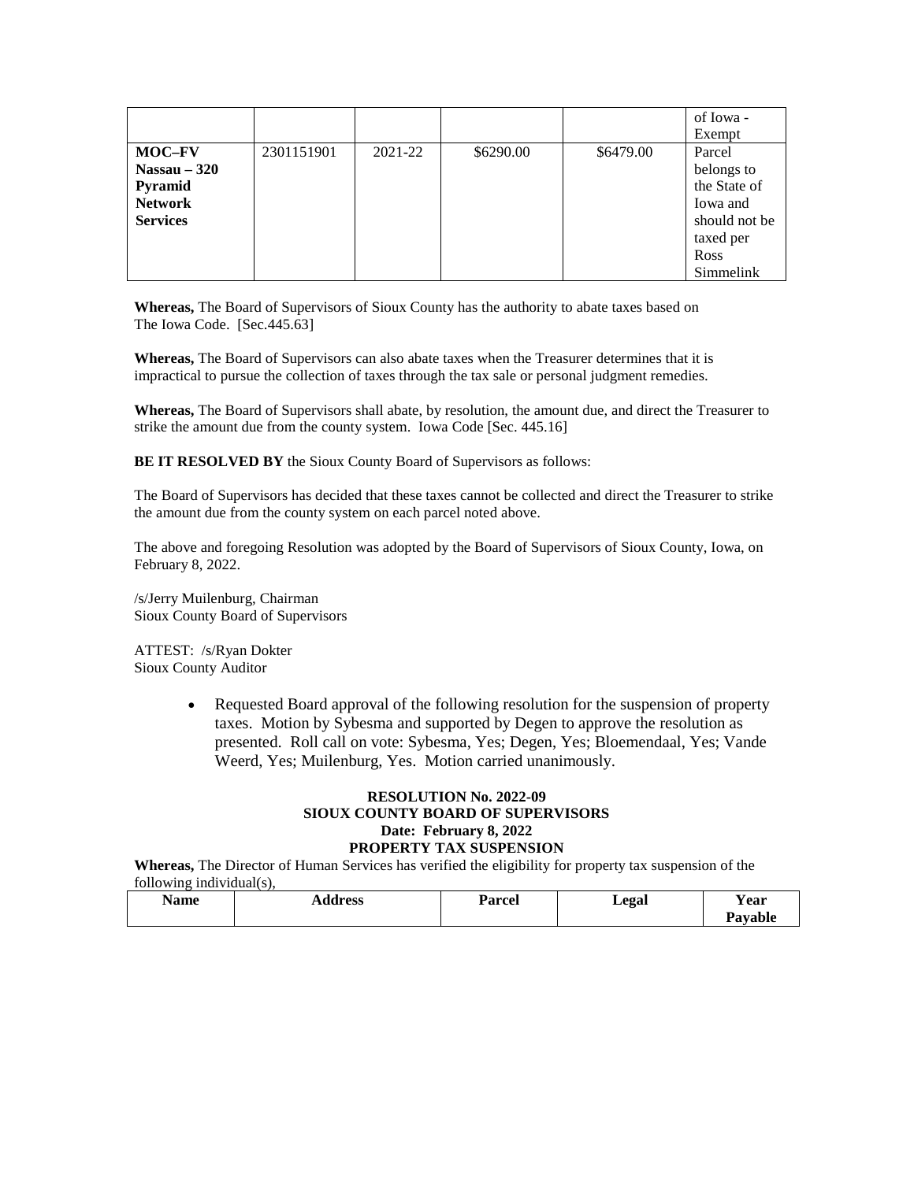| | | | | | of Iowa - Exempt |
|---|---|---|---|---|---|
| **MOC–FV Nassau – 320 Pyramid Network Services** | 2301151901 | 2021-22 | $6290.00 | $6479.00 | Parcel belongs to the State of Iowa and should not be taxed per Ross Simmelink |

**Whereas,** The Board of Supervisors of Sioux County has the authority to abate taxes based on The Iowa Code. [Sec.445.63]

**Whereas,** The Board of Supervisors can also abate taxes when the Treasurer determines that it is impractical to pursue the collection of taxes through the tax sale or personal judgment remedies.

**Whereas,** The Board of Supervisors shall abate, by resolution, the amount due, and direct the Treasurer to strike the amount due from the county system. Iowa Code [Sec. 445.16]

**BE IT RESOLVED BY** the Sioux County Board of Supervisors as follows:

The Board of Supervisors has decided that these taxes cannot be collected and direct the Treasurer to strike the amount due from the county system on each parcel noted above.

The above and foregoing Resolution was adopted by the Board of Supervisors of Sioux County, Iowa, on February 8, 2022.

/s/Jerry Muilenburg, Chairman
Sioux County Board of Supervisors

ATTEST: /s/Ryan Dokter
Sioux County Auditor

- Requested Board approval of the following resolution for the suspension of property taxes. Motion by Sybesma and supported by Degen to approve the resolution as presented. Roll call on vote: Sybesma, Yes; Degen, Yes; Bloemendaal, Yes; Vande Weerd, Yes; Muilenburg, Yes. Motion carried unanimously.

**RESOLUTION No. 2022-09**
**SIOUX COUNTY BOARD OF SUPERVISORS**
**Date: February 8, 2022**
**PROPERTY TAX SUSPENSION**

**Whereas,** The Director of Human Services has verified the eligibility for property tax suspension of the following individual(s),

| Name | Address | Parcel | Legal | Year Payable |
|---|---|---|---|---|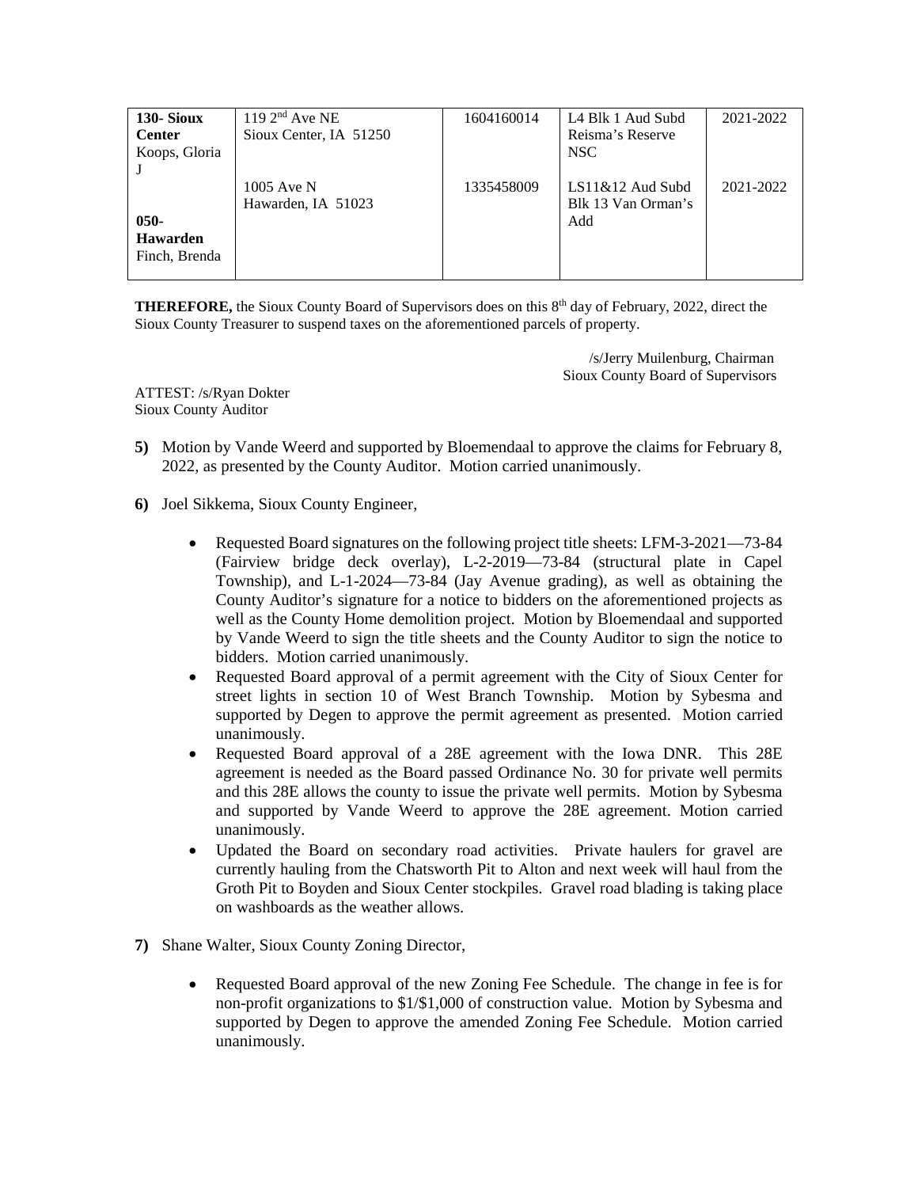| **130- Sioux Center** Koops, Gloria J | 119 2nd Ave NE Sioux Center, IA 51250 | 1604160014 | L4 Blk 1 Aud Subd Reisma's Reserve NSC | 2021-2022 |
|---|---|---|---|---|
| **050- Hawarden** Finch, Brenda | 1005 Ave N Hawarden, IA 51023 | 1335458009 | LS11&12 Aud Subd Blk 13 Van Orman's Add | 2021-2022 |

**THEREFORE,** the Sioux County Board of Supervisors does on this 8th day of February, 2022, direct the Sioux County Treasurer to suspend taxes on the aforementioned parcels of property.

/s/Jerry Muilenburg, Chairman
Sioux County Board of Supervisors

ATTEST: /s/Ryan Dokter
Sioux County Auditor

**5)** Motion by Vande Weerd and supported by Bloemendaal to approve the claims for February 8, 2022, as presented by the County Auditor. Motion carried unanimously.

**6)** Joel Sikkema, Sioux County Engineer,

- Requested Board signatures on the following project title sheets: LFM-3-2021—73-84 (Fairview bridge deck overlay), L-2-2019—73-84 (structural plate in Capel Township), and L-1-2024—73-84 (Jay Avenue grading), as well as obtaining the County Auditor's signature for a notice to bidders on the aforementioned projects as well as the County Home demolition project. Motion by Bloemendaal and supported by Vande Weerd to sign the title sheets and the County Auditor to sign the notice to bidders. Motion carried unanimously.
- Requested Board approval of a permit agreement with the City of Sioux Center for street lights in section 10 of West Branch Township. Motion by Sybesma and supported by Degen to approve the permit agreement as presented. Motion carried unanimously.
- Requested Board approval of a 28E agreement with the Iowa DNR. This 28E agreement is needed as the Board passed Ordinance No. 30 for private well permits and this 28E allows the county to issue the private well permits. Motion by Sybesma and supported by Vande Weerd to approve the 28E agreement. Motion carried unanimously.
- Updated the Board on secondary road activities. Private haulers for gravel are currently hauling from the Chatsworth Pit to Alton and next week will haul from the Groth Pit to Boyden and Sioux Center stockpiles. Gravel road blading is taking place on washboards as the weather allows.

**7)** Shane Walter, Sioux County Zoning Director,

- Requested Board approval of the new Zoning Fee Schedule. The change in fee is for non-profit organizations to $1/$1,000 of construction value. Motion by Sybesma and supported by Degen to approve the amended Zoning Fee Schedule. Motion carried unanimously.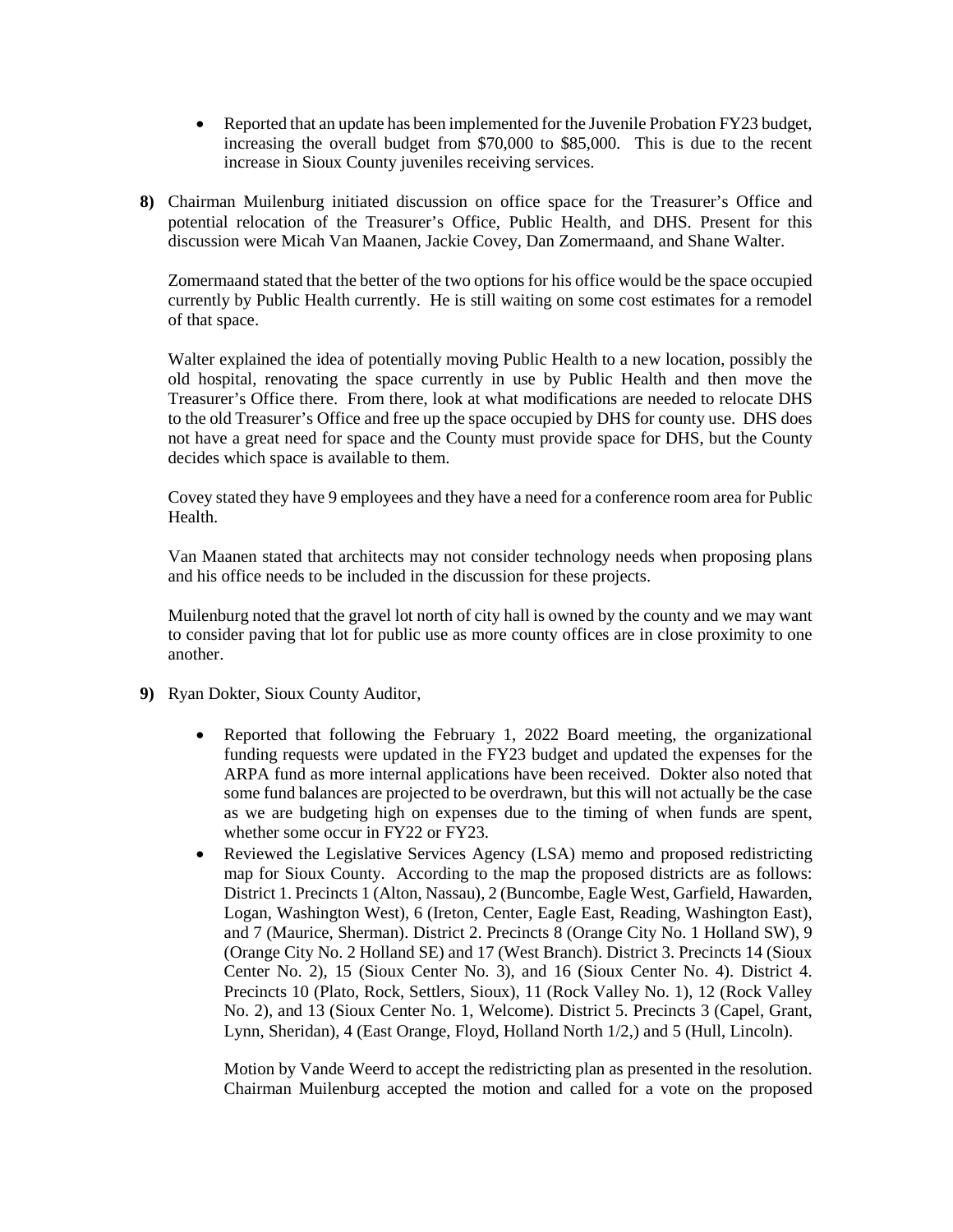- Reported that an update has been implemented for the Juvenile Probation FY23 budget, increasing the overall budget from $70,000 to $85,000. This is due to the recent increase in Sioux County juveniles receiving services.

**8)** Chairman Muilenburg initiated discussion on office space for the Treasurer's Office and potential relocation of the Treasurer's Office, Public Health, and DHS. Present for this discussion were Micah Van Maanen, Jackie Covey, Dan Zomermaand, and Shane Walter.

Zomermaand stated that the better of the two options for his office would be the space occupied currently by Public Health currently. He is still waiting on some cost estimates for a remodel of that space.

Walter explained the idea of potentially moving Public Health to a new location, possibly the old hospital, renovating the space currently in use by Public Health and then move the Treasurer's Office there. From there, look at what modifications are needed to relocate DHS to the old Treasurer's Office and free up the space occupied by DHS for county use. DHS does not have a great need for space and the County must provide space for DHS, but the County decides which space is available to them.

Covey stated they have 9 employees and they have a need for a conference room area for Public Health.

Van Maanen stated that architects may not consider technology needs when proposing plans and his office needs to be included in the discussion for these projects.

Muilenburg noted that the gravel lot north of city hall is owned by the county and we may want to consider paving that lot for public use as more county offices are in close proximity to one another.

**9)** Ryan Dokter, Sioux County Auditor,

- Reported that following the February 1, 2022 Board meeting, the organizational funding requests were updated in the FY23 budget and updated the expenses for the ARPA fund as more internal applications have been received. Dokter also noted that some fund balances are projected to be overdrawn, but this will not actually be the case as we are budgeting high on expenses due to the timing of when funds are spent, whether some occur in FY22 or FY23.
- Reviewed the Legislative Services Agency (LSA) memo and proposed redistricting map for Sioux County. According to the map the proposed districts are as follows: District 1. Precincts 1 (Alton, Nassau), 2 (Buncombe, Eagle West, Garfield, Hawarden, Logan, Washington West), 6 (Ireton, Center, Eagle East, Reading, Washington East), and 7 (Maurice, Sherman). District 2. Precincts 8 (Orange City No. 1 Holland SW), 9 (Orange City No. 2 Holland SE) and 17 (West Branch). District 3. Precincts 14 (Sioux Center No. 2), 15 (Sioux Center No. 3), and 16 (Sioux Center No. 4). District 4. Precincts 10 (Plato, Rock, Settlers, Sioux), 11 (Rock Valley No. 1), 12 (Rock Valley No. 2), and 13 (Sioux Center No. 1, Welcome). District 5. Precincts 3 (Capel, Grant, Lynn, Sheridan), 4 (East Orange, Floyd, Holland North 1/2,) and 5 (Hull, Lincoln).

  Motion by Vande Weerd to accept the redistricting plan as presented in the resolution. Chairman Muilenburg accepted the motion and called for a vote on the proposed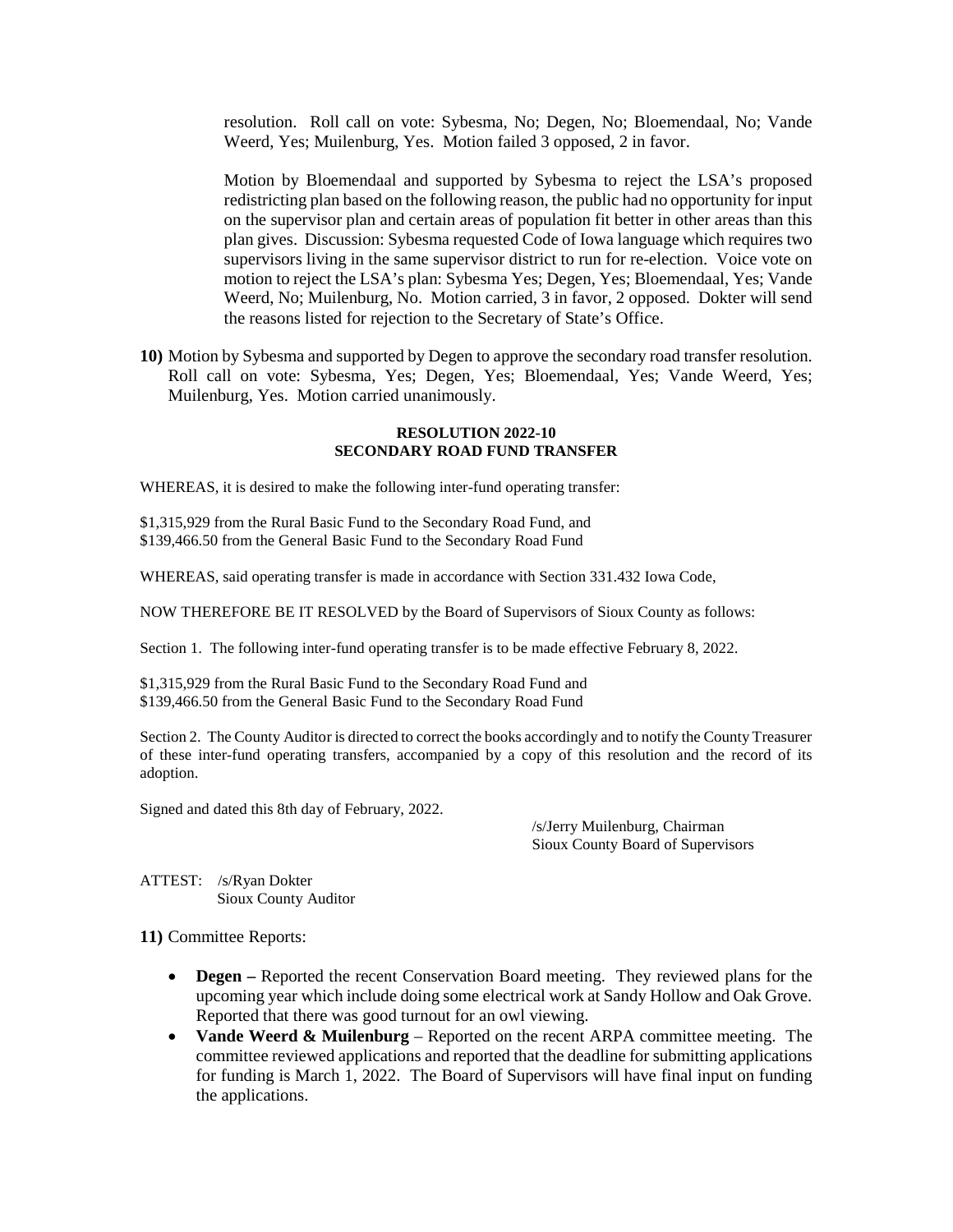resolution. Roll call on vote: Sybesma, No; Degen, No; Bloemendaal, No; Vande Weerd, Yes; Muilenburg, Yes. Motion failed 3 opposed, 2 in favor.

Motion by Bloemendaal and supported by Sybesma to reject the LSA's proposed redistricting plan based on the following reason, the public had no opportunity for input on the supervisor plan and certain areas of population fit better in other areas than this plan gives. Discussion: Sybesma requested Code of Iowa language which requires two supervisors living in the same supervisor district to run for re-election. Voice vote on motion to reject the LSA's plan: Sybesma Yes; Degen, Yes; Bloemendaal, Yes; Vande Weerd, No; Muilenburg, No. Motion carried, 3 in favor, 2 opposed. Dokter will send the reasons listed for rejection to the Secretary of State's Office.

**10)** Motion by Sybesma and supported by Degen to approve the secondary road transfer resolution. Roll call on vote: Sybesma, Yes; Degen, Yes; Bloemendaal, Yes; Vande Weerd, Yes; Muilenburg, Yes. Motion carried unanimously.

**RESOLUTION 2022-10**
**SECONDARY ROAD FUND TRANSFER**

WHEREAS, it is desired to make the following inter-fund operating transfer:

$1,315,929 from the Rural Basic Fund to the Secondary Road Fund, and
$139,466.50 from the General Basic Fund to the Secondary Road Fund

WHEREAS, said operating transfer is made in accordance with Section 331.432 Iowa Code,

NOW THEREFORE BE IT RESOLVED by the Board of Supervisors of Sioux County as follows:

Section 1. The following inter-fund operating transfer is to be made effective February 8, 2022.

$1,315,929 from the Rural Basic Fund to the Secondary Road Fund and
$139,466.50 from the General Basic Fund to the Secondary Road Fund

Section 2. The County Auditor is directed to correct the books accordingly and to notify the County Treasurer of these inter-fund operating transfers, accompanied by a copy of this resolution and the record of its adoption.

Signed and dated this 8th day of February, 2022.

/s/Jerry Muilenburg, Chairman
Sioux County Board of Supervisors

ATTEST: /s/Ryan Dokter
Sioux County Auditor

**11)** Committee Reports:

- **Degen –** Reported the recent Conservation Board meeting. They reviewed plans for the upcoming year which include doing some electrical work at Sandy Hollow and Oak Grove. Reported that there was good turnout for an owl viewing.
- **Vande Weerd & Muilenburg** – Reported on the recent ARPA committee meeting. The committee reviewed applications and reported that the deadline for submitting applications for funding is March 1, 2022. The Board of Supervisors will have final input on funding the applications.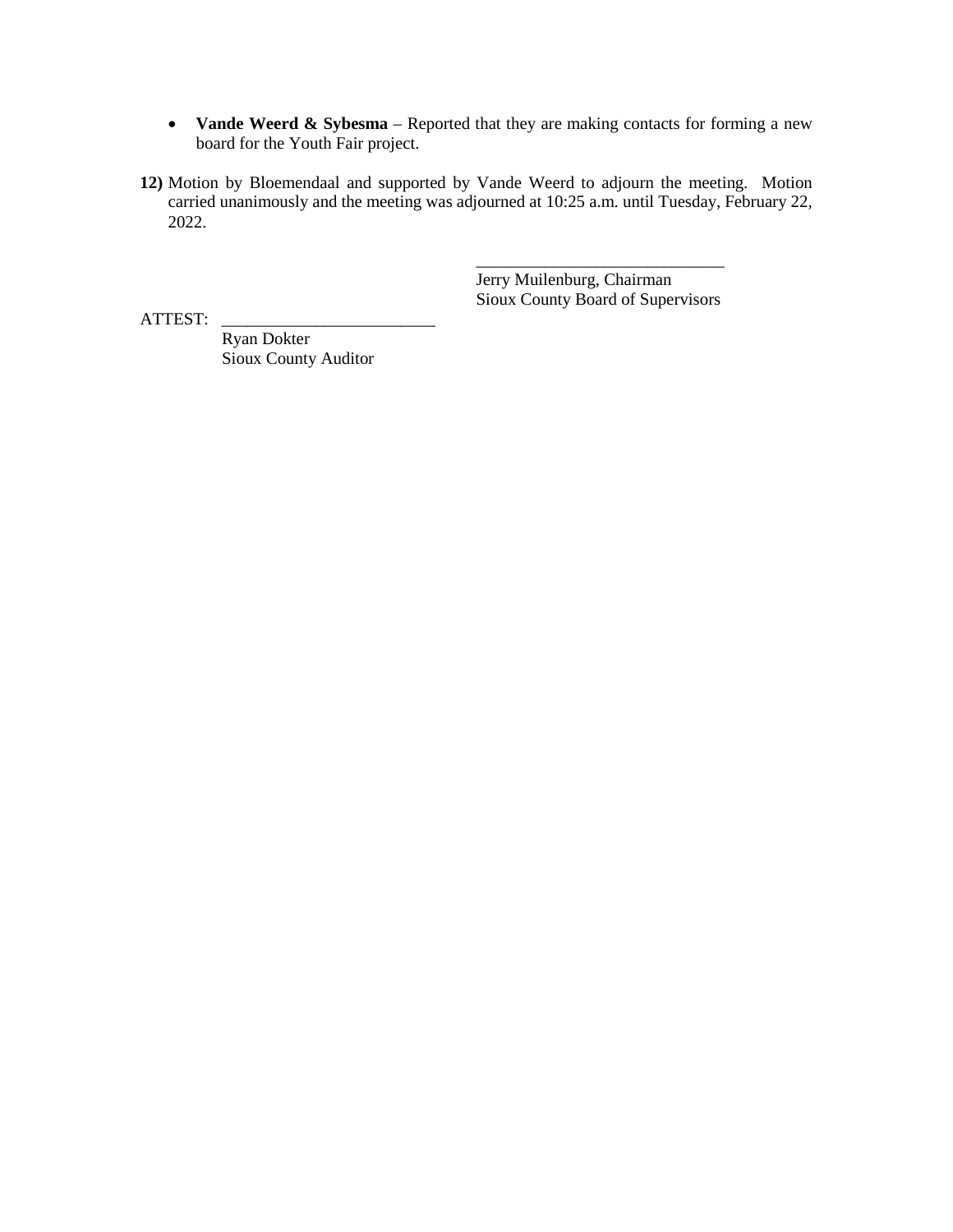- **Vande Weerd & Sybesma** – Reported that they are making contacts for forming a new board for the Youth Fair project.

**12)** Motion by Bloemendaal and supported by Vande Weerd to adjourn the meeting. Motion carried unanimously and the meeting was adjourned at 10:25 a.m. until Tuesday, February 22, 2022.

_____________________________
Jerry Muilenburg, Chairman
Sioux County Board of Supervisors

ATTEST: _________________________
Ryan Dokter
Sioux County Auditor